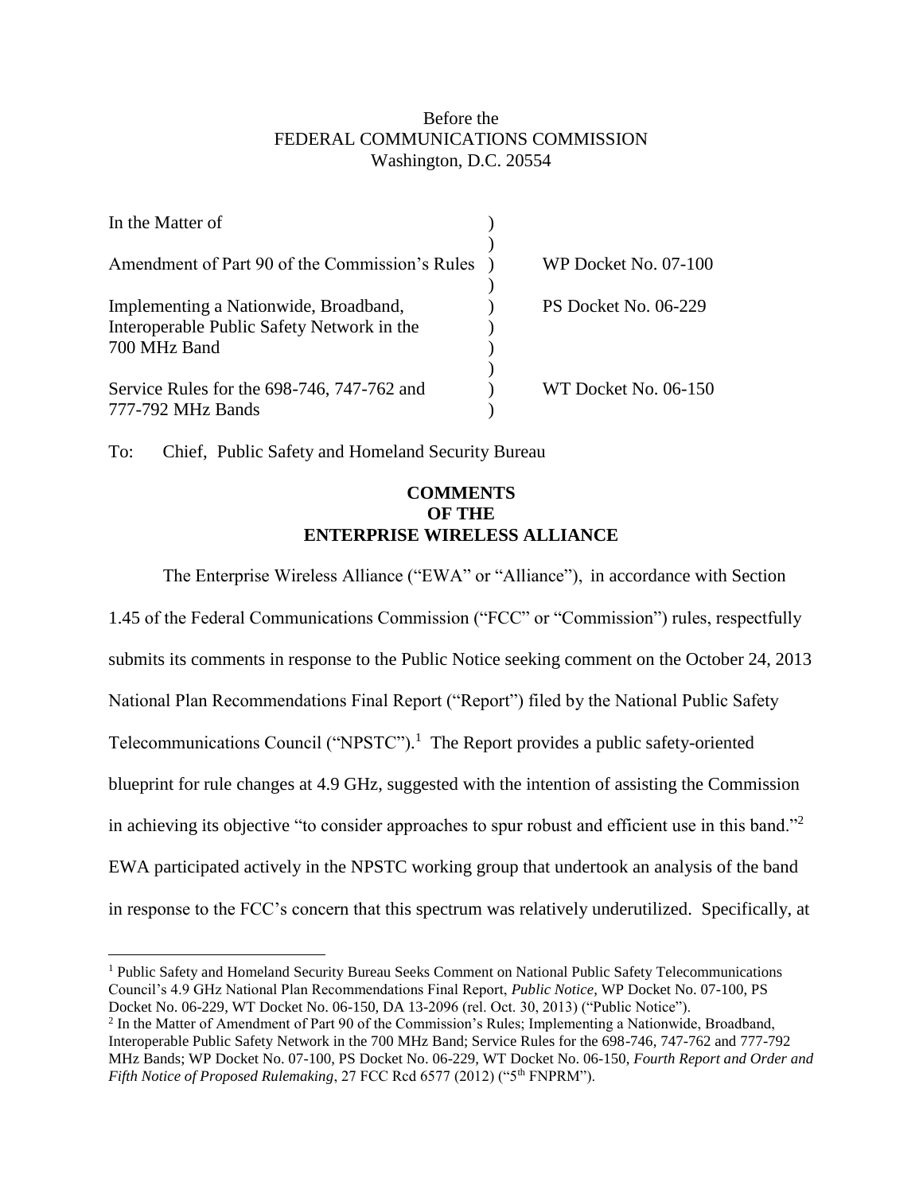Before the
FEDERAL COMMUNICATIONS COMMISSION
Washington, D.C. 20554

| | | |
|---|---|---|
| In the Matter of | ) | |
| | ) | |
| Amendment of Part 90 of the Commission's Rules | ) | WP Docket No. 07-100 |
| | ) | |
| Implementing a Nationwide, Broadband, Interoperable Public Safety Network in the 700 MHz Band | ) | PS Docket No. 06-229 |
| | ) | |
| Service Rules for the 698-746, 747-762 and 777-792 MHz Bands | ) | WT Docket No. 06-150 |

To: Chief, Public Safety and Homeland Security Bureau

**COMMENTS**
**OF THE**
**ENTERPRISE WIRELESS ALLIANCE**

The Enterprise Wireless Alliance ("EWA" or "Alliance"), in accordance with Section 1.45 of the Federal Communications Commission ("FCC" or "Commission") rules, respectfully submits its comments in response to the Public Notice seeking comment on the October 24, 2013 National Plan Recommendations Final Report ("Report") filed by the National Public Safety Telecommunications Council ("NPSTC").[1] The Report provides a public safety-oriented blueprint for rule changes at 4.9 GHz, suggested with the intention of assisting the Commission in achieving its objective "to consider approaches to spur robust and efficient use in this band."[2] EWA participated actively in the NPSTC working group that undertook an analysis of the band in response to the FCC's concern that this spectrum was relatively underutilized. Specifically, at

[1] Public Safety and Homeland Security Bureau Seeks Comment on National Public Safety Telecommunications Council's 4.9 GHz National Plan Recommendations Final Report, *Public Notice*, WP Docket No. 07-100, PS Docket No. 06-229, WT Docket No. 06-150, DA 13-2096 (rel. Oct. 30, 2013) ("Public Notice").

[2] In the Matter of Amendment of Part 90 of the Commission's Rules; Implementing a Nationwide, Broadband, Interoperable Public Safety Network in the 700 MHz Band; Service Rules for the 698-746, 747-762 and 777-792 MHz Bands; WP Docket No. 07-100, PS Docket No. 06-229, WT Docket No. 06-150, *Fourth Report and Order and Fifth Notice of Proposed Rulemaking*, 27 FCC Rcd 6577 (2012) ("5th FNPRM").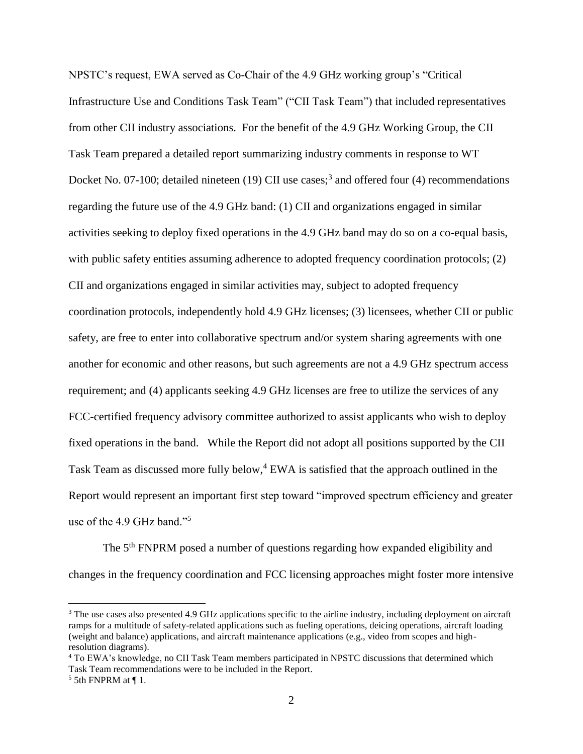NPSTC's request, EWA served as Co-Chair of the 4.9 GHz working group's "Critical Infrastructure Use and Conditions Task Team" ("CII Task Team") that included representatives from other CII industry associations. For the benefit of the 4.9 GHz Working Group, the CII Task Team prepared a detailed report summarizing industry comments in response to WT Docket No. 07-100; detailed nineteen (19) CII use cases;[3] and offered four (4) recommendations regarding the future use of the 4.9 GHz band: (1) CII and organizations engaged in similar activities seeking to deploy fixed operations in the 4.9 GHz band may do so on a co-equal basis, with public safety entities assuming adherence to adopted frequency coordination protocols; (2) CII and organizations engaged in similar activities may, subject to adopted frequency coordination protocols, independently hold 4.9 GHz licenses; (3) licensees, whether CII or public safety, are free to enter into collaborative spectrum and/or system sharing agreements with one another for economic and other reasons, but such agreements are not a 4.9 GHz spectrum access requirement; and (4) applicants seeking 4.9 GHz licenses are free to utilize the services of any FCC-certified frequency advisory committee authorized to assist applicants who wish to deploy fixed operations in the band. While the Report did not adopt all positions supported by the CII Task Team as discussed more fully below,[4] EWA is satisfied that the approach outlined in the Report would represent an important first step toward "improved spectrum efficiency and greater use of the 4.9 GHz band."[5]

The 5th FNPRM posed a number of questions regarding how expanded eligibility and changes in the frequency coordination and FCC licensing approaches might foster more intensive

---

[3] The use cases also presented 4.9 GHz applications specific to the airline industry, including deployment on aircraft ramps for a multitude of safety-related applications such as fueling operations, deicing operations, aircraft loading (weight and balance) applications, and aircraft maintenance applications (e.g., video from scopes and high-resolution diagrams).

[4] To EWA's knowledge, no CII Task Team members participated in NPSTC discussions that determined which Task Team recommendations were to be included in the Report.

[5] 5th FNPRM at ¶ 1.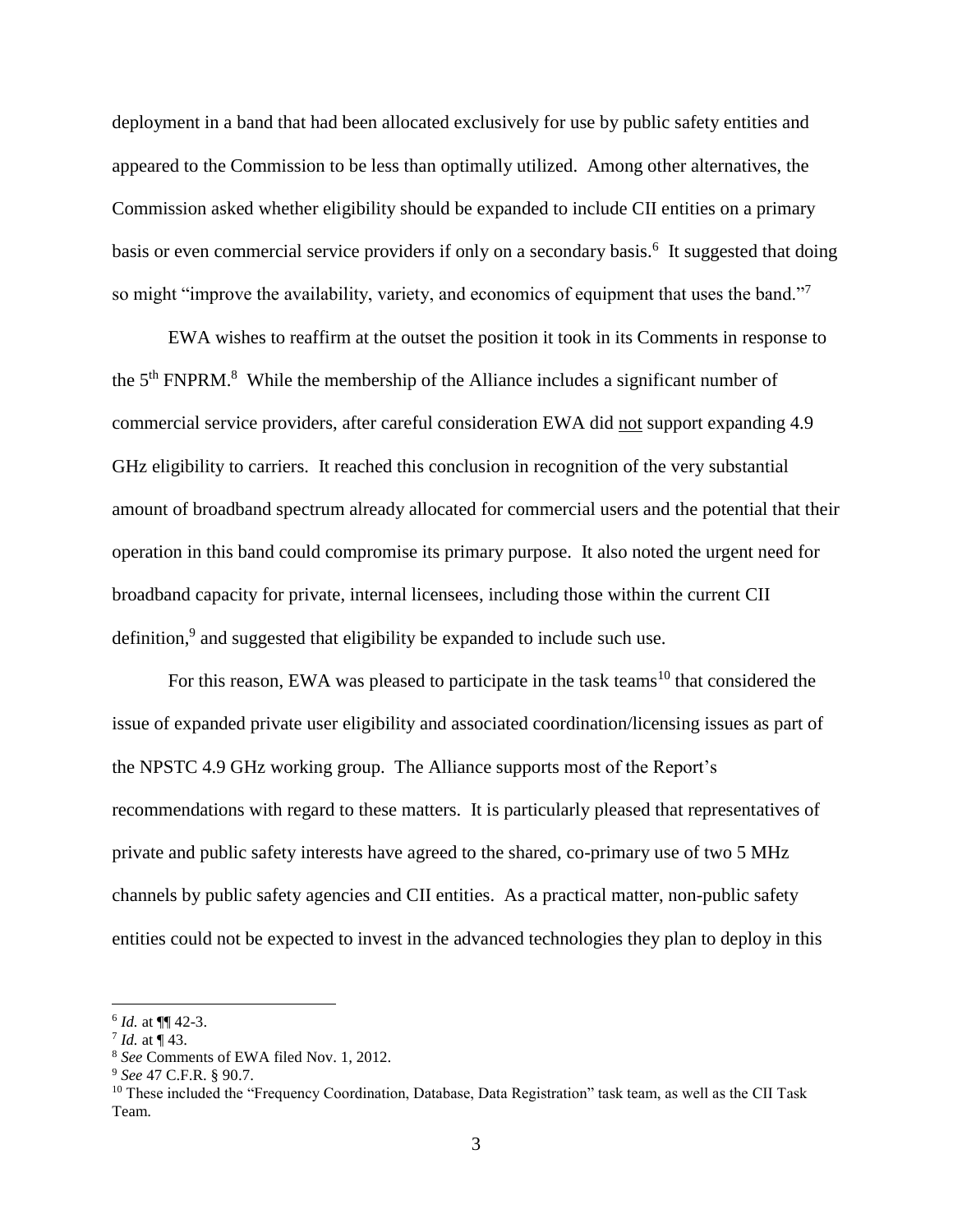deployment in a band that had been allocated exclusively for use by public safety entities and appeared to the Commission to be less than optimally utilized. Among other alternatives, the Commission asked whether eligibility should be expanded to include CII entities on a primary basis or even commercial service providers if only on a secondary basis.[6] It suggested that doing so might "improve the availability, variety, and economics of equipment that uses the band."[7]

EWA wishes to reaffirm at the outset the position it took in its Comments in response to the 5th FNPRM.[8] While the membership of the Alliance includes a significant number of commercial service providers, after careful consideration EWA did not support expanding 4.9 GHz eligibility to carriers. It reached this conclusion in recognition of the very substantial amount of broadband spectrum already allocated for commercial users and the potential that their operation in this band could compromise its primary purpose. It also noted the urgent need for broadband capacity for private, internal licensees, including those within the current CII definition,[9] and suggested that eligibility be expanded to include such use.

For this reason, EWA was pleased to participate in the task teams[10] that considered the issue of expanded private user eligibility and associated coordination/licensing issues as part of the NPSTC 4.9 GHz working group. The Alliance supports most of the Report's recommendations with regard to these matters. It is particularly pleased that representatives of private and public safety interests have agreed to the shared, co-primary use of two 5 MHz channels by public safety agencies and CII entities. As a practical matter, non-public safety entities could not be expected to invest in the advanced technologies they plan to deploy in this

---

[6] *Id.* at ¶¶ 42-3.

[7] *Id.* at ¶ 43.

[8] *See* Comments of EWA filed Nov. 1, 2012.

[9] *See* 47 C.F.R. § 90.7.

[10] These included the "Frequency Coordination, Database, Data Registration" task team, as well as the CII Task Team.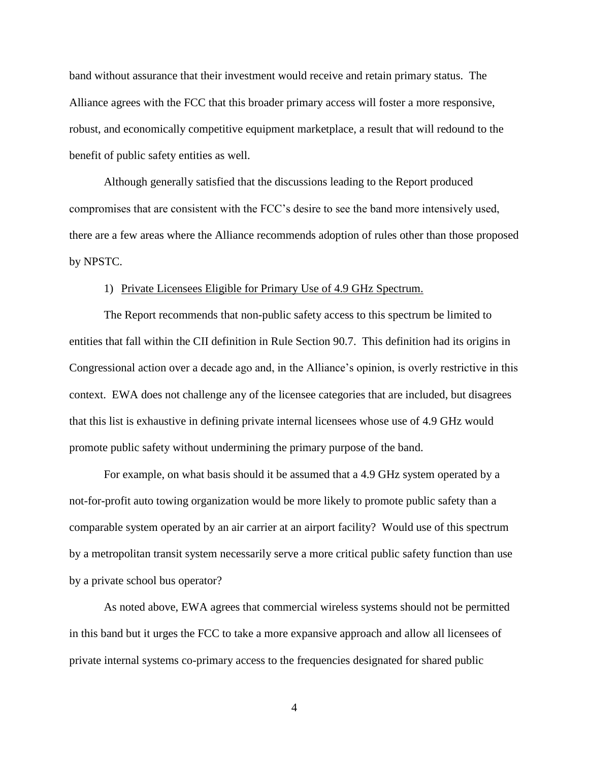band without assurance that their investment would receive and retain primary status. The Alliance agrees with the FCC that this broader primary access will foster a more responsive, robust, and economically competitive equipment marketplace, a result that will redound to the benefit of public safety entities as well.

Although generally satisfied that the discussions leading to the Report produced compromises that are consistent with the FCC's desire to see the band more intensively used, there are a few areas where the Alliance recommends adoption of rules other than those proposed by NPSTC.

1) Private Licensees Eligible for Primary Use of 4.9 GHz Spectrum.

The Report recommends that non-public safety access to this spectrum be limited to entities that fall within the CII definition in Rule Section 90.7. This definition had its origins in Congressional action over a decade ago and, in the Alliance's opinion, is overly restrictive in this context. EWA does not challenge any of the licensee categories that are included, but disagrees that this list is exhaustive in defining private internal licensees whose use of 4.9 GHz would promote public safety without undermining the primary purpose of the band.

For example, on what basis should it be assumed that a 4.9 GHz system operated by a not-for-profit auto towing organization would be more likely to promote public safety than a comparable system operated by an air carrier at an airport facility? Would use of this spectrum by a metropolitan transit system necessarily serve a more critical public safety function than use by a private school bus operator?

As noted above, EWA agrees that commercial wireless systems should not be permitted in this band but it urges the FCC to take a more expansive approach and allow all licensees of private internal systems co-primary access to the frequencies designated for shared public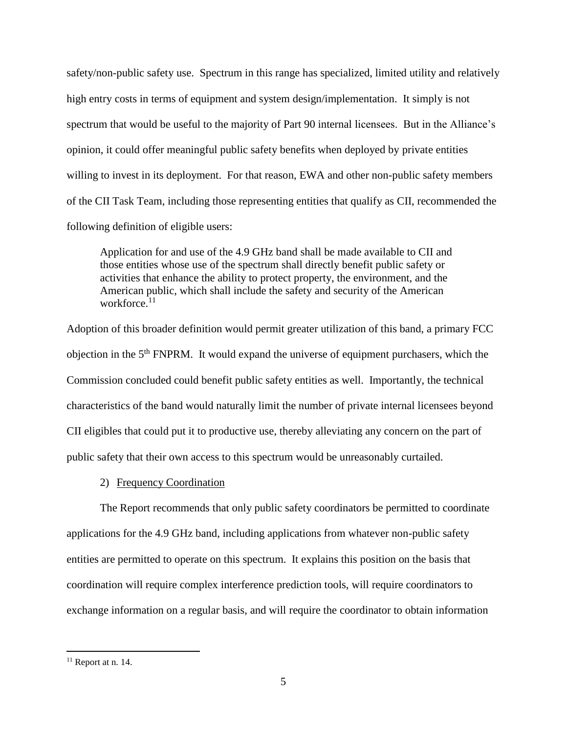safety/non-public safety use. Spectrum in this range has specialized, limited utility and relatively high entry costs in terms of equipment and system design/implementation. It simply is not spectrum that would be useful to the majority of Part 90 internal licensees. But in the Alliance's opinion, it could offer meaningful public safety benefits when deployed by private entities willing to invest in its deployment. For that reason, EWA and other non-public safety members of the CII Task Team, including those representing entities that qualify as CII, recommended the following definition of eligible users:

> Application for and use of the 4.9 GHz band shall be made available to CII and those entities whose use of the spectrum shall directly benefit public safety or activities that enhance the ability to protect property, the environment, and the American public, which shall include the safety and security of the American workforce.[11]

Adoption of this broader definition would permit greater utilization of this band, a primary FCC objection in the 5th FNPRM. It would expand the universe of equipment purchasers, which the Commission concluded could benefit public safety entities as well. Importantly, the technical characteristics of the band would naturally limit the number of private internal licensees beyond CII eligibles that could put it to productive use, thereby alleviating any concern on the part of public safety that their own access to this spectrum would be unreasonably curtailed.

2) Frequency Coordination

The Report recommends that only public safety coordinators be permitted to coordinate applications for the 4.9 GHz band, including applications from whatever non-public safety entities are permitted to operate on this spectrum. It explains this position on the basis that coordination will require complex interference prediction tools, will require coordinators to exchange information on a regular basis, and will require the coordinator to obtain information

[11] Report at n. 14.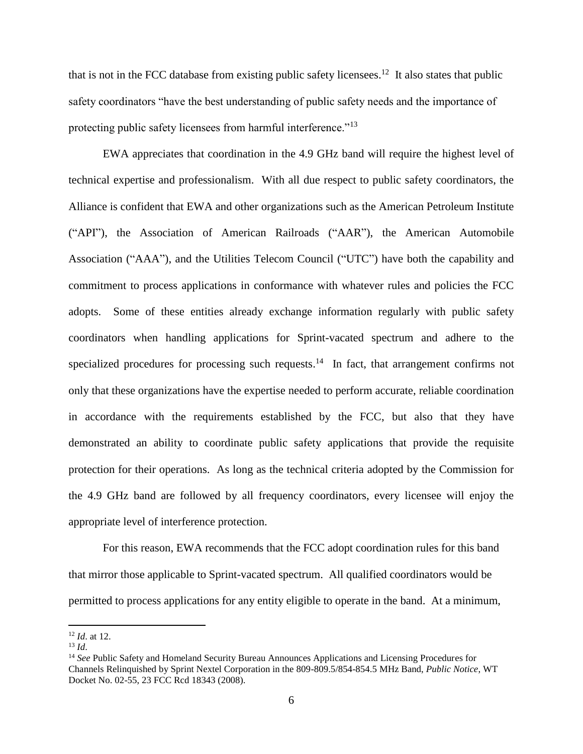that is not in the FCC database from existing public safety licensees.[12] It also states that public safety coordinators "have the best understanding of public safety needs and the importance of protecting public safety licensees from harmful interference."[13]

EWA appreciates that coordination in the 4.9 GHz band will require the highest level of technical expertise and professionalism. With all due respect to public safety coordinators, the Alliance is confident that EWA and other organizations such as the American Petroleum Institute ("API"), the Association of American Railroads ("AAR"), the American Automobile Association ("AAA"), and the Utilities Telecom Council ("UTC") have both the capability and commitment to process applications in conformance with whatever rules and policies the FCC adopts. Some of these entities already exchange information regularly with public safety coordinators when handling applications for Sprint-vacated spectrum and adhere to the specialized procedures for processing such requests.[14] In fact, that arrangement confirms not only that these organizations have the expertise needed to perform accurate, reliable coordination in accordance with the requirements established by the FCC, but also that they have demonstrated an ability to coordinate public safety applications that provide the requisite protection for their operations. As long as the technical criteria adopted by the Commission for the 4.9 GHz band are followed by all frequency coordinators, every licensee will enjoy the appropriate level of interference protection.

For this reason, EWA recommends that the FCC adopt coordination rules for this band that mirror those applicable to Sprint-vacated spectrum. All qualified coordinators would be permitted to process applications for any entity eligible to operate in the band. At a minimum,

---

[12] *Id*. at 12.

[13] *Id*.

[14] *See* Public Safety and Homeland Security Bureau Announces Applications and Licensing Procedures for Channels Relinquished by Sprint Nextel Corporation in the 809-809.5/854-854.5 MHz Band, *Public Notice*, WT Docket No. 02-55, 23 FCC Rcd 18343 (2008).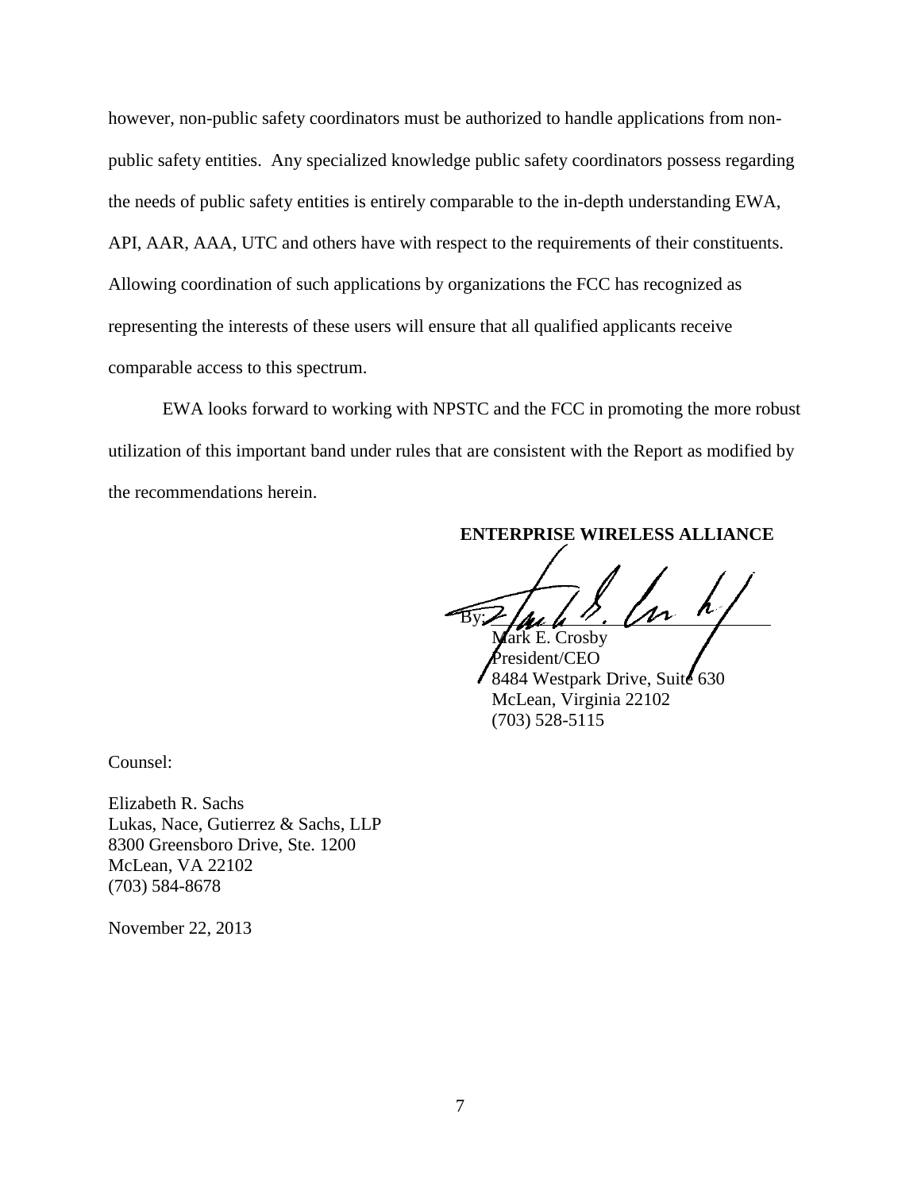however, non-public safety coordinators must be authorized to handle applications from non-public safety entities. Any specialized knowledge public safety coordinators possess regarding the needs of public safety entities is entirely comparable to the in-depth understanding EWA, API, AAR, AAA, UTC and others have with respect to the requirements of their constituents. Allowing coordination of such applications by organizations the FCC has recognized as representing the interests of these users will ensure that all qualified applicants receive comparable access to this spectrum.

EWA looks forward to working with NPSTC and the FCC in promoting the more robust utilization of this important band under rules that are consistent with the Report as modified by the recommendations herein.

**ENTERPRISE WIRELESS ALLIANCE**

By: ______________________________
Mark E. Crosby
President/CEO
8484 Westpark Drive, Suite 630
McLean, Virginia 22102
(703) 528-5115

Counsel:

Elizabeth R. Sachs
Lukas, Nace, Gutierrez & Sachs, LLP
8300 Greensboro Drive, Ste. 1200
McLean, VA 22102
(703) 584-8678

November 22, 2013